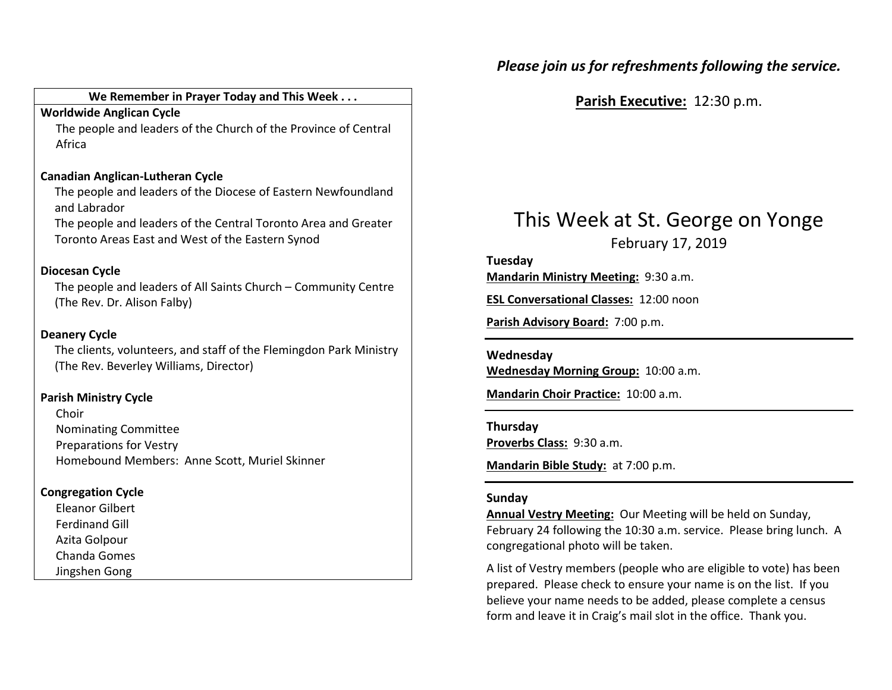**We Remember in Prayer Today and This Week . . .**

**Worldwide Anglican Cycle**

The people and leaders of the Church of the Province of Central Africa

**Canadian Anglican-Lutheran Cycle**

The people and leaders of the Diocese of Eastern Newfoundland and Labrador

The people and leaders of the Central Toronto Area and Greater Toronto Areas East and West of the Eastern Synod

**Diocesan Cycle**

The people and leaders of All Saints Church – Community Centre (The Rev. Dr. Alison Falby)

**Deanery Cycle**

The clients, volunteers, and staff of the Flemingdon Park Ministry (The Rev. Beverley Williams, Director)

**Parish Ministry Cycle**

Choir
Nominating Committee
Preparations for Vestry
Homebound Members: Anne Scott, Muriel Skinner

**Congregation Cycle**

Eleanor Gilbert
Ferdinand Gill
Azita Golpour
Chanda Gomes
Jingshen Gong

***Please join us for refreshments following the service.***

**Parish Executive:** 12:30 p.m.

# This Week at St. George on Yonge

February 17, 2019

**Tuesday**

**Mandarin Ministry Meeting:** 9:30 a.m.

**ESL Conversational Classes:** 12:00 noon

**Parish Advisory Board:** 7:00 p.m.

---

**Wednesday**

**Wednesday Morning Group:** 10:00 a.m.

**Mandarin Choir Practice:** 10:00 a.m.

---

**Thursday**

**Proverbs Class:** 9:30 a.m.

**Mandarin Bible Study:** at 7:00 p.m.

---

**Sunday**

**Annual Vestry Meeting:** Our Meeting will be held on Sunday, February 24 following the 10:30 a.m. service. Please bring lunch. A congregational photo will be taken.

A list of Vestry members (people who are eligible to vote) has been prepared. Please check to ensure your name is on the list. If you believe your name needs to be added, please complete a census form and leave it in Craig's mail slot in the office. Thank you.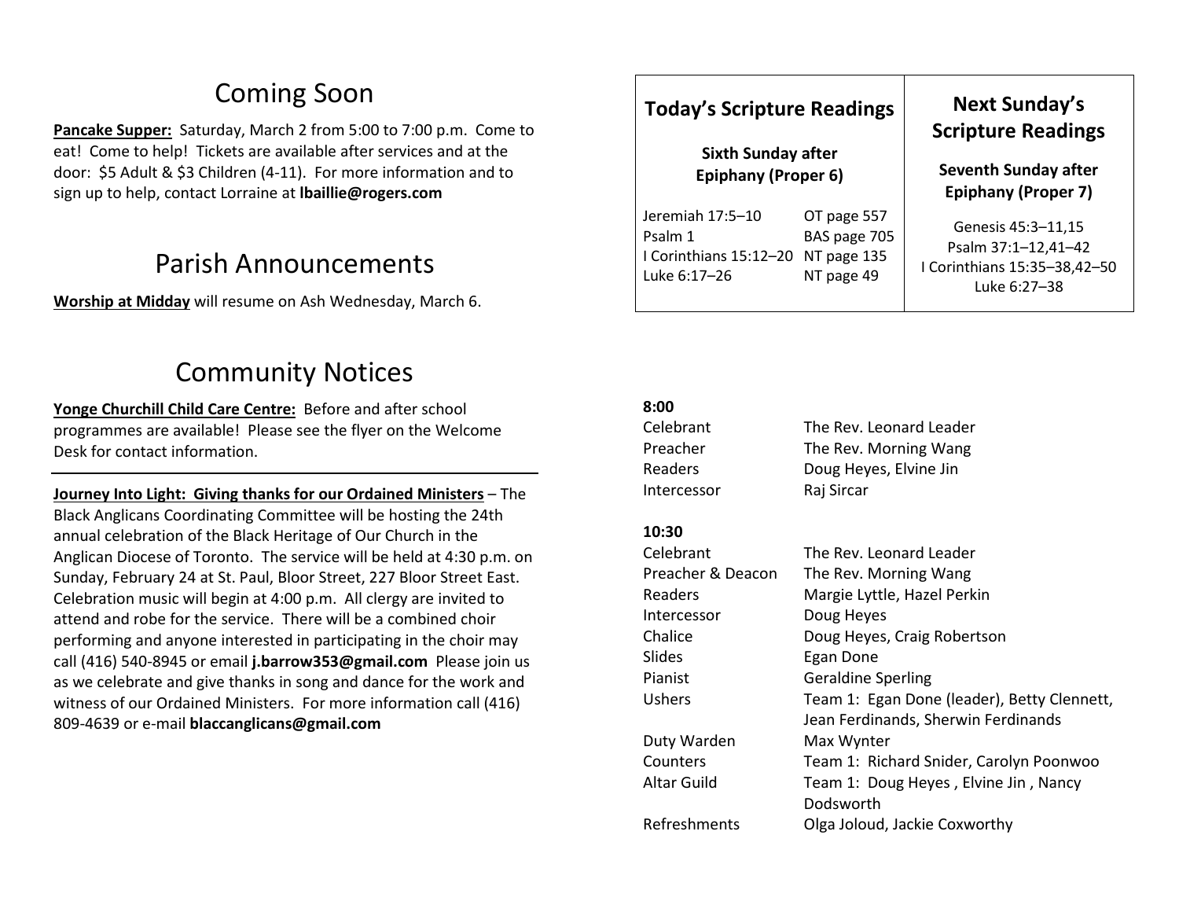## Coming Soon

**Pancake Supper:** Saturday, March 2 from 5:00 to 7:00 p.m. Come to eat! Come to help! Tickets are available after services and at the door: $5 Adult & $3 Children (4-11). For more information and to sign up to help, contact Lorraine at **lbaillie@rogers.com**

## Parish Announcements

**Worship at Midday** will resume on Ash Wednesday, March 6.

## Community Notices

**Yonge Churchill Child Care Centre:** Before and after school programmes are available! Please see the flyer on the Welcome Desk for contact information.

---

**Journey Into Light: Giving thanks for our Ordained Ministers** – The Black Anglicans Coordinating Committee will be hosting the 24th annual celebration of the Black Heritage of Our Church in the Anglican Diocese of Toronto. The service will be held at 4:30 p.m. on Sunday, February 24 at St. Paul, Bloor Street, 227 Bloor Street East. Celebration music will begin at 4:00 p.m. All clergy are invited to attend and robe for the service. There will be a combined choir performing and anyone interested in participating in the choir may call (416) 540-8945 or email **j.barrow353@gmail.com** Please join us as we celebrate and give thanks in song and dance for the work and witness of our Ordained Ministers. For more information call (416) 809-4639 or e-mail **blaccanglicans@gmail.com**

### Today's Scripture Readings

**Sixth Sunday after Epiphany (Proper 6)**

| Reading | Page |
|---|---|
| Jeremiah 17:5–10 | OT page 557 |
| Psalm 1 | BAS page 705 |
| I Corinthians 15:12–20 | NT page 135 |
| Luke 6:17–26 | NT page 49 |

### Next Sunday's Scripture Readings

**Seventh Sunday after Epiphany (Proper 7)**

Genesis 45:3–11,15
Psalm 37:1–12,41–42
I Corinthians 15:35–38,42–50
Luke 6:27–38

**8:00**

| | |
|---|---|
| Celebrant | The Rev. Leonard Leader |
| Preacher | The Rev. Morning Wang |
| Readers | Doug Heyes, Elvine Jin |
| Intercessor | Raj Sircar |

**10:30**

| | |
|---|---|
| Celebrant | The Rev. Leonard Leader |
| Preacher & Deacon | The Rev. Morning Wang |
| Readers | Margie Lyttle, Hazel Perkin |
| Intercessor | Doug Heyes |
| Chalice | Doug Heyes, Craig Robertson |
| Slides | Egan Done |
| Pianist | Geraldine Sperling |
| Ushers | Team 1: Egan Done (leader), Betty Clennett, Jean Ferdinands, Sherwin Ferdinands |
| Duty Warden | Max Wynter |
| Counters | Team 1: Richard Snider, Carolyn Poonwoo |
| Altar Guild | Team 1: Doug Heyes , Elvine Jin , Nancy Dodsworth |
| Refreshments | Olga Joloud, Jackie Coxworthy |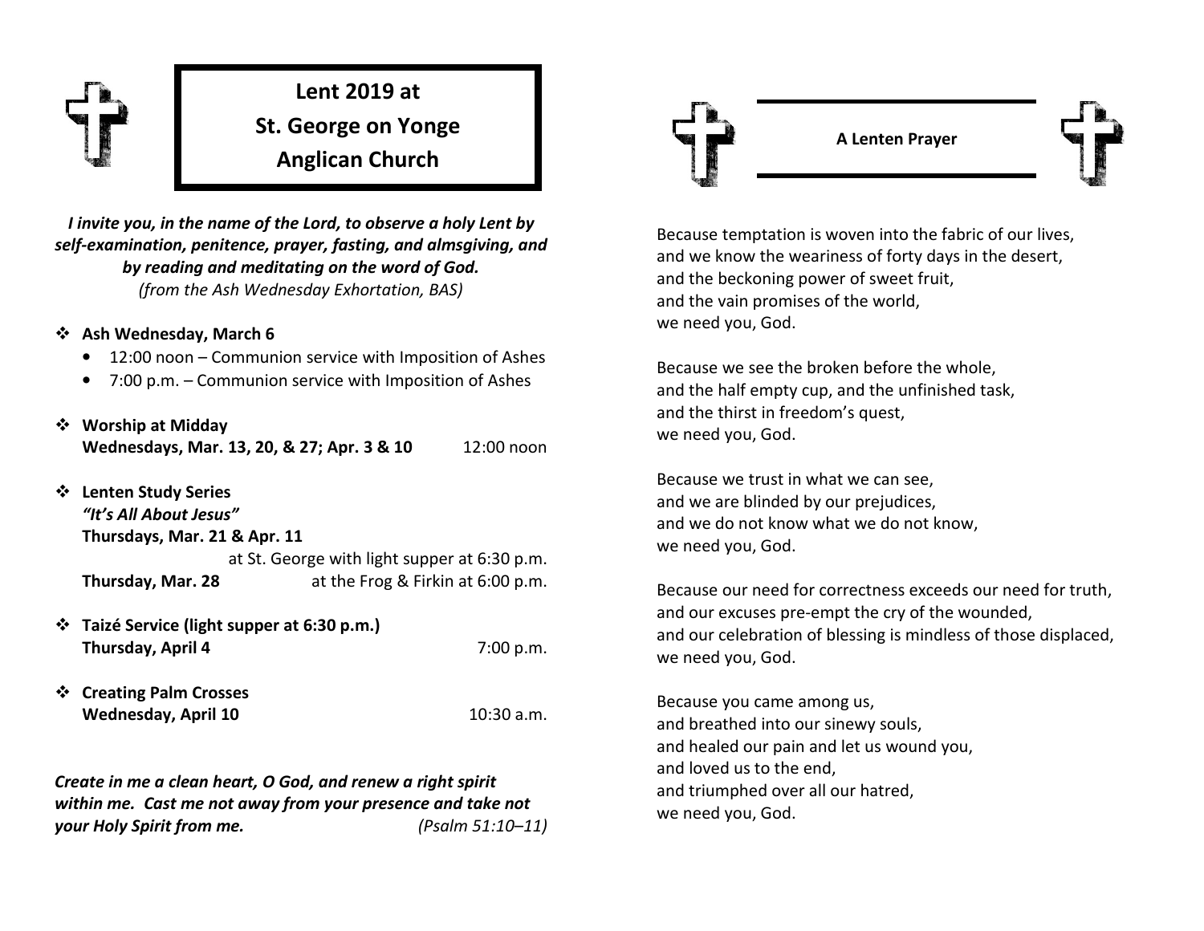# Lent 2019 at St. George on Yonge Anglican Church

***I invite you, in the name of the Lord, to observe a holy Lent by self-examination, penitence, prayer, fasting, and almsgiving, and by reading and meditating on the word of God.***
*(from the Ash Wednesday Exhortation, BAS)*

- **Ash Wednesday, March 6**
  - 12:00 noon – Communion service with Imposition of Ashes
  - 7:00 p.m. – Communion service with Imposition of Ashes

- **Worship at Midday**
  **Wednesdays, Mar. 13, 20, & 27; Apr. 3 & 10** 12:00 noon

- **Lenten Study Series**
  ***"It's All About Jesus"***
  **Thursdays, Mar. 21 & Apr. 11**
  at St. George with light supper at 6:30 p.m.
  **Thursday, Mar. 28** at the Frog & Firkin at 6:00 p.m.

- **Taizé Service (light supper at 6:30 p.m.)**
  **Thursday, April 4** 7:00 p.m.

- **Creating Palm Crosses**
  **Wednesday, April 10** 10:30 a.m.

***Create in me a clean heart, O God, and renew a right spirit within me. Cast me not away from your presence and take not your Holy Spirit from me.*** *(Psalm 51:10–11)*

## A Lenten Prayer

Because temptation is woven into the fabric of our lives,
and we know the weariness of forty days in the desert,
and the beckoning power of sweet fruit,
and the vain promises of the world,
we need you, God.

Because we see the broken before the whole,
and the half empty cup, and the unfinished task,
and the thirst in freedom's quest,
we need you, God.

Because we trust in what we can see,
and we are blinded by our prejudices,
and we do not know what we do not know,
we need you, God.

Because our need for correctness exceeds our need for truth,
and our excuses pre-empt the cry of the wounded,
and our celebration of blessing is mindless of those displaced,
we need you, God.

Because you came among us,
and breathed into our sinewy souls,
and healed our pain and let us wound you,
and loved us to the end,
and triumphed over all our hatred,
we need you, God.